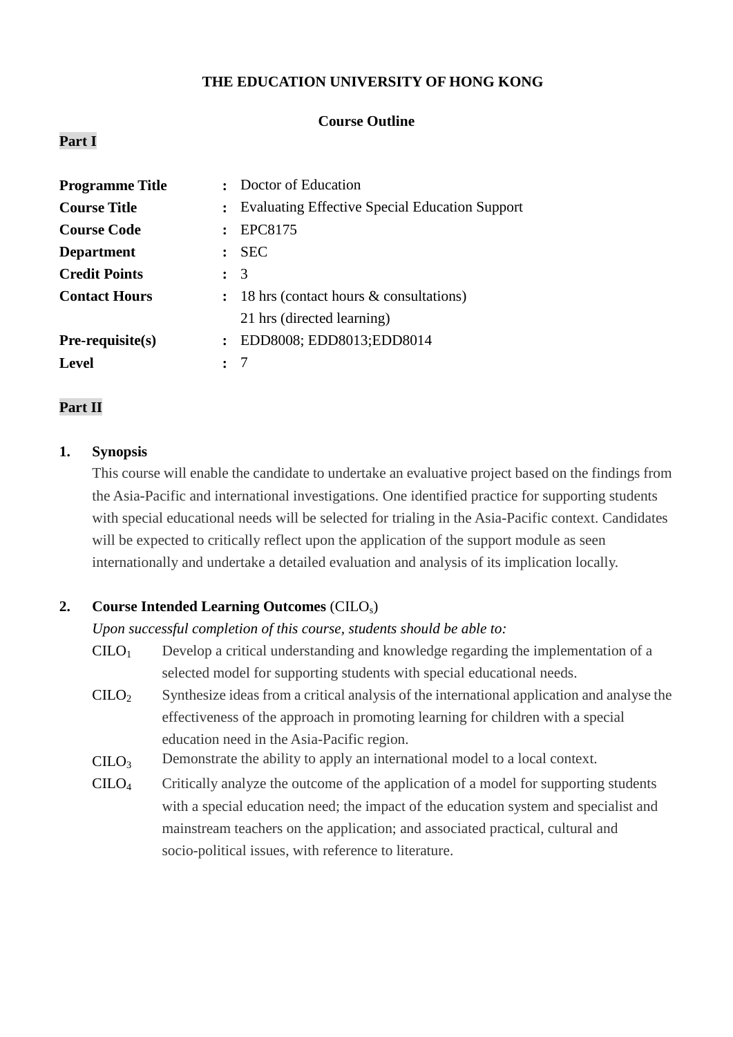**THE EDUCATION UNIVERSITY OF HONG KONG**

**Course Outline**

**Part I**

| | | |
|---|---|---|
| **Programme Title** | **:** | Doctor of Education |
| **Course Title** | **:** | Evaluating Effective Special Education Support |
| **Course Code** | **:** | EPC8175 |
| **Department** | **:** | SEC |
| **Credit Points** | **:** | 3 |
| **Contact Hours** | **:** | 18 hrs (contact hours & consultations)<br>21 hrs (directed learning) |
| **Pre-requisite(s)** | **:** | EDD8008; EDD8013;EDD8014 |
| **Level** | **:** | 7 |

**Part II**

**1. Synopsis**

This course will enable the candidate to undertake an evaluative project based on the findings from the Asia-Pacific and international investigations. One identified practice for supporting students with special educational needs will be selected for trialing in the Asia-Pacific context. Candidates will be expected to critically reflect upon the application of the support module as seen internationally and undertake a detailed evaluation and analysis of its implication locally.

**2. Course Intended Learning Outcomes** ($CILO_s$)

*Upon successful completion of this course, students should be able to:*

- $CILO_1$ Develop a critical understanding and knowledge regarding the implementation of a selected model for supporting students with special educational needs.
- $CILO_2$ Synthesize ideas from a critical analysis of the international application and analyse the effectiveness of the approach in promoting learning for children with a special education need in the Asia-Pacific region.
- $CILO_3$ Demonstrate the ability to apply an international model to a local context.
- $CILO_4$ Critically analyze the outcome of the application of a model for supporting students with a special education need; the impact of the education system and specialist and mainstream teachers on the application; and associated practical, cultural and socio-political issues, with reference to literature.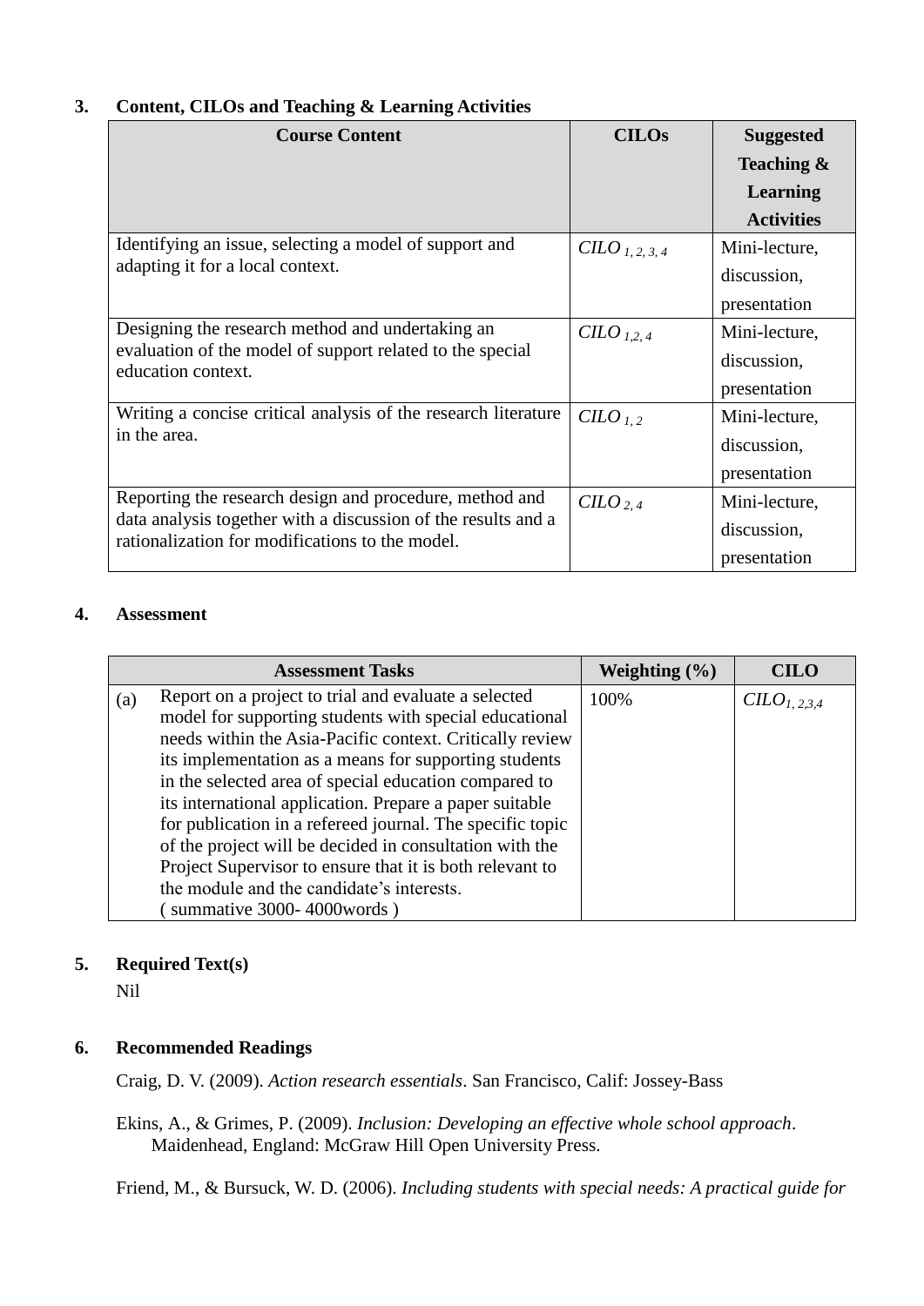## 3. Content, CILOs and Teaching & Learning Activities

| Course Content | CILOs | Suggested Teaching & Learning Activities |
|---|---|---|
| Identifying an issue, selecting a model of support and adapting it for a local context. | *CILO* $_{1, 2, 3, 4}$ | Mini-lecture, discussion, presentation |
| Designing the research method and undertaking an evaluation of the model of support related to the special education context. | *CILO* $_{1,2, 4}$ | Mini-lecture, discussion, presentation |
| Writing a concise critical analysis of the research literature in the area. | *CILO* $_{1, 2}$ | Mini-lecture, discussion, presentation |
| Reporting the research design and procedure, method and data analysis together with a discussion of the results and a rationalization for modifications to the model. | *CILO* $_{2, 4}$ | Mini-lecture, discussion, presentation |

## 4. Assessment

| Assessment Tasks | Weighting (%) | CILO |
|---|---|---|
| (a) Report on a project to trial and evaluate a selected model for supporting students with special educational needs within the Asia-Pacific context. Critically review its implementation as a means for supporting students in the selected area of special education compared to its international application. Prepare a paper suitable for publication in a refereed journal. The specific topic of the project will be decided in consultation with the Project Supervisor to ensure that it is both relevant to the module and the candidate's interests. ( summative 3000- 4000words ) | 100% | *CILO*$_{1, 2,3,4}$ |

## 5. Required Text(s)

Nil

## 6. Recommended Readings

Craig, D. V. (2009). *Action research essentials*. San Francisco, Calif: Jossey-Bass

Ekins, A., & Grimes, P. (2009). *Inclusion: Developing an effective whole school approach*. Maidenhead, England: McGraw Hill Open University Press.

Friend, M., & Bursuck, W. D. (2006). *Including students with special needs: A practical guide for*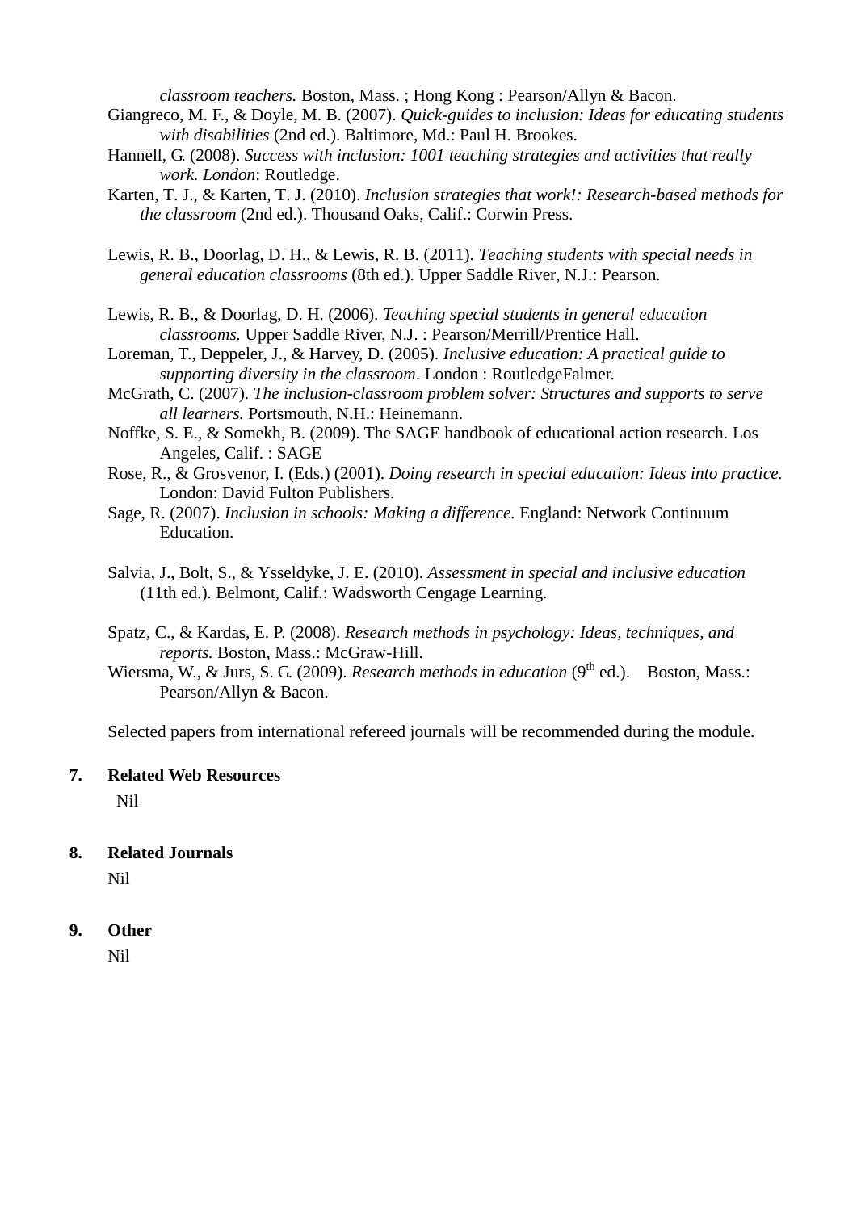*classroom teachers.* Boston, Mass. ; Hong Kong : Pearson/Allyn & Bacon.

Giangreco, M. F., & Doyle, M. B. (2007). *Quick-guides to inclusion: Ideas for educating students with disabilities* (2nd ed.). Baltimore, Md.: Paul H. Brookes.

Hannell, G. (2008). *Success with inclusion: 1001 teaching strategies and activities that really work. London*: Routledge.

Karten, T. J., & Karten, T. J. (2010). *Inclusion strategies that work!: Research-based methods for the classroom* (2nd ed.). Thousand Oaks, Calif.: Corwin Press.

Lewis, R. B., Doorlag, D. H., & Lewis, R. B. (2011). *Teaching students with special needs in general education classrooms* (8th ed.). Upper Saddle River, N.J.: Pearson.

Lewis, R. B., & Doorlag, D. H. (2006). *Teaching special students in general education classrooms.* Upper Saddle River, N.J. : Pearson/Merrill/Prentice Hall.

Loreman, T., Deppeler, J., & Harvey, D. (2005). *Inclusive education: A practical guide to supporting diversity in the classroom*. London : RoutledgeFalmer.

McGrath, C. (2007). *The inclusion-classroom problem solver: Structures and supports to serve all learners.* Portsmouth, N.H.: Heinemann.

Noffke, S. E., & Somekh, B. (2009). The SAGE handbook of educational action research. Los Angeles, Calif. : SAGE

Rose, R., & Grosvenor, I. (Eds.) (2001). *Doing research in special education: Ideas into practice.* London: David Fulton Publishers.

Sage, R. (2007). *Inclusion in schools: Making a difference.* England: Network Continuum Education.

Salvia, J., Bolt, S., & Ysseldyke, J. E. (2010). *Assessment in special and inclusive education* (11th ed.). Belmont, Calif.: Wadsworth Cengage Learning.

Spatz, C., & Kardas, E. P. (2008). *Research methods in psychology: Ideas, techniques, and reports.* Boston, Mass.: McGraw-Hill.

Wiersma, W., & Jurs, S. G. (2009). *Research methods in education* ($9^{th}$ ed.). Boston, Mass.: Pearson/Allyn & Bacon.

Selected papers from international refereed journals will be recommended during the module.

**7. Related Web Resources**

Nil

**8. Related Journals**

Nil

**9. Other**

Nil